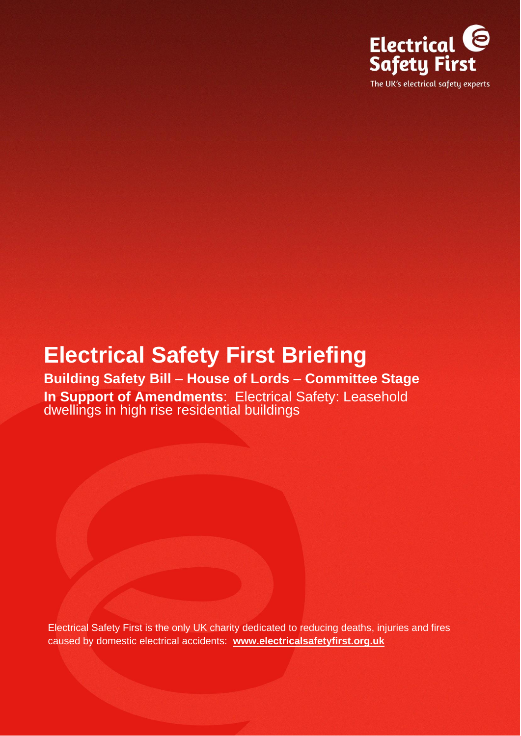Electrical Safety First

The UK's electrical safety experts

# Electrical Safety First Briefing

## Building Safety Bill – House of Lords – Committee Stage

**In Support of Amendments**: Electrical Safety: Leasehold dwellings in high rise residential buildings

Electrical Safety First is the only UK charity dedicated to reducing deaths, injuries and fires caused by domestic electrical accidents: **www.electricalsafetyfirst.org.uk**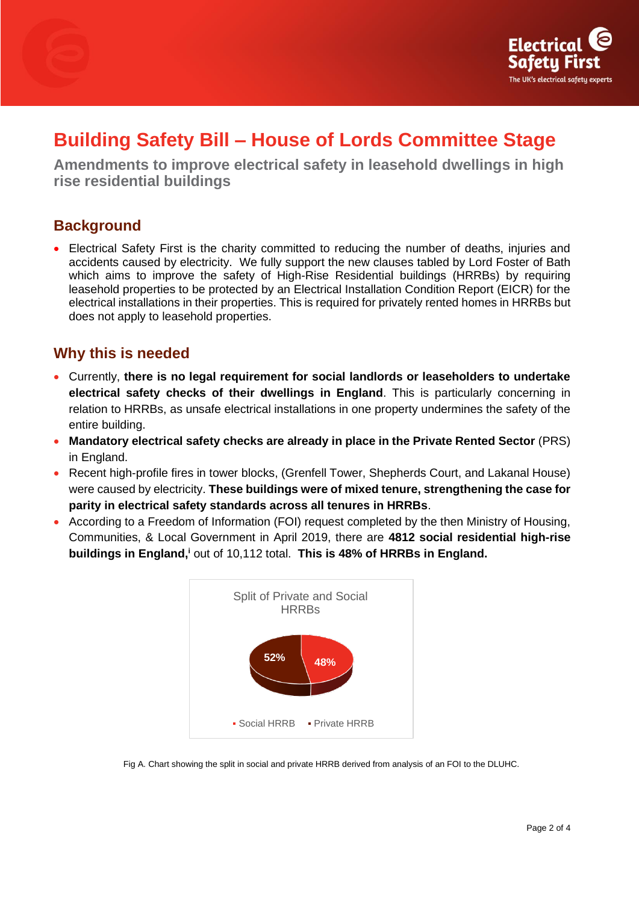# Building Safety Bill – House of Lords Committee Stage

## Amendments to improve electrical safety in leasehold dwellings in high rise residential buildings

## Background

- Electrical Safety First is the charity committed to reducing the number of deaths, injuries and accidents caused by electricity. We fully support the new clauses tabled by Lord Foster of Bath which aims to improve the safety of High-Rise Residential buildings (HRRBs) by requiring leasehold properties to be protected by an Electrical Installation Condition Report (EICR) for the electrical installations in their properties. This is required for privately rented homes in HRRBs but does not apply to leasehold properties.

## Why this is needed

- Currently, **there is no legal requirement for social landlords or leaseholders to undertake electrical safety checks of their dwellings in England**. This is particularly concerning in relation to HRRBs, as unsafe electrical installations in one property undermines the safety of the entire building.
- **Mandatory electrical safety checks are already in place in the Private Rented Sector** (PRS) in England.
- Recent high-profile fires in tower blocks, (Grenfell Tower, Shepherds Court, and Lakanal House) were caused by electricity. **These buildings were of mixed tenure, strengthening the case for parity in electrical safety standards across all tenures in HRRBs**.
- According to a Freedom of Information (FOI) request completed by the then Ministry of Housing, Communities, & Local Government in April 2019, there are **4812 social residential high-rise buildings in England,**[i] out of 10,112 total. **This is 48% of HRRBs in England.**

Split of Private and Social HRRBs

| Category | Share |
|---|---|
| Social HRRB | 48% |
| Private HRRB | 52% |

Fig A. Chart showing the split in social and private HRRB derived from analysis of an FOI to the DLUHC.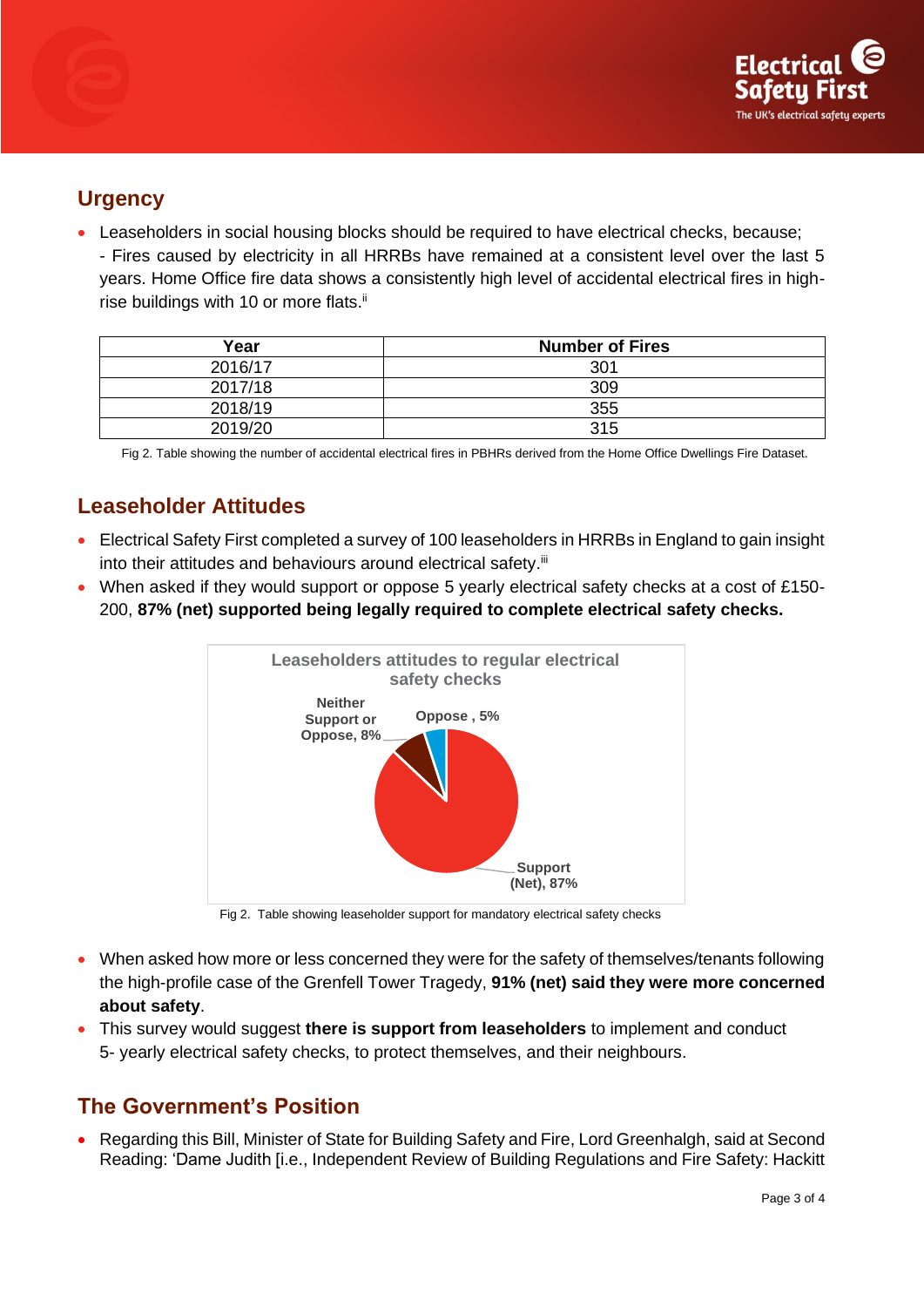## Urgency

- Leaseholders in social housing blocks should be required to have electrical checks, because;
  - Fires caused by electricity in all HRRBs have remained at a consistent level over the last 5 years. Home Office fire data shows a consistently high level of accidental electrical fires in high-rise buildings with 10 or more flats.[ii]

| Year | Number of Fires |
|---|---|
| 2016/17 | 301 |
| 2017/18 | 309 |
| 2018/19 | 355 |
| 2019/20 | 315 |

Fig 2. Table showing the number of accidental electrical fires in PBHRs derived from the Home Office Dwellings Fire Dataset.

## Leaseholder Attitudes

- Electrical Safety First completed a survey of 100 leaseholders in HRRBs in England to gain insight into their attitudes and behaviours around electrical safety.[iii]
- When asked if they would support or oppose 5 yearly electrical safety checks at a cost of £150-200, **87% (net) supported being legally required to complete electrical safety checks.**

Leaseholders attitudes to regular electrical safety checks

- Support (Net), 87%
- Neither Support or Oppose, 8%
- Oppose , 5%

Fig 2. Table showing leaseholder support for mandatory electrical safety checks

- When asked how more or less concerned they were for the safety of themselves/tenants following the high-profile case of the Grenfell Tower Tragedy, **91% (net) said they were more concerned about safety**.
- This survey would suggest **there is support from leaseholders** to implement and conduct 5- yearly electrical safety checks, to protect themselves, and their neighbours.

## The Government's Position

- Regarding this Bill, Minister of State for Building Safety and Fire, Lord Greenhalgh, said at Second Reading: 'Dame Judith [i.e., Independent Review of Building Regulations and Fire Safety: Hackitt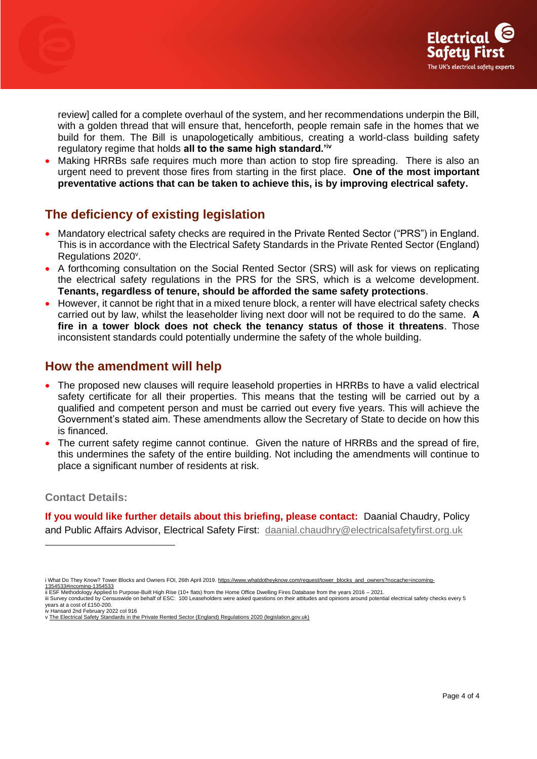review] called for a complete overhaul of the system, and her recommendations underpin the Bill, with a golden thread that will ensure that, henceforth, people remain safe in the homes that we build for them. The Bill is unapologetically ambitious, creating a world-class building safety regulatory regime that holds **all to the same high standard.'**[iv]

- Making HRRBs safe requires much more than action to stop fire spreading. There is also an urgent need to prevent those fires from starting in the first place. **One of the most important preventative actions that can be taken to achieve this, is by improving electrical safety.**

## The deficiency of existing legislation

- Mandatory electrical safety checks are required in the Private Rented Sector ("PRS") in England. This is in accordance with the Electrical Safety Standards in the Private Rented Sector (England) Regulations 2020[v].
- A forthcoming consultation on the Social Rented Sector (SRS) will ask for views on replicating the electrical safety regulations in the PRS for the SRS, which is a welcome development. **Tenants, regardless of tenure, should be afforded the same safety protections**.
- However, it cannot be right that in a mixed tenure block, a renter will have electrical safety checks carried out by law, whilst the leaseholder living next door will not be required to do the same. **A fire in a tower block does not check the tenancy status of those it threatens**. Those inconsistent standards could potentially undermine the safety of the whole building.

## How the amendment will help

- The proposed new clauses will require leasehold properties in HRRBs to have a valid electrical safety certificate for all their properties. This means that the testing will be carried out by a qualified and competent person and must be carried out every five years. This will achieve the Government's stated aim. These amendments allow the Secretary of State to decide on how this is financed.
- The current safety regime cannot continue. Given the nature of HRRBs and the spread of fire, this undermines the safety of the entire building. Not including the amendments will continue to place a significant number of residents at risk.

### Contact Details:

**If you would like further details about this briefing, please contact:** Daanial Chaudry, Policy and Public Affairs Advisor, Electrical Safety First: daanial.chaudhry@electricalsafetyfirst.org.uk

---

i What Do They Know? Tower Blocks and Owners FOI, 26th April 2019. https://www.whatdotheyknow.com/request/tower_blocks_and_owners?nocache=incoming-1354533#incoming-1354533
ii ESF Methodology Applied to Purpose-Built High Rise (10+ flats) from the Home Office Dwelling Fires Database from the years 2016 – 2021.
iii Survey conducted by Censuswide on behalf of ESC: 100 Leaseholders were asked questions on their attitudes and opinions around potential electrical safety checks every 5 years at a cost of £150-200.
iv Hansard 2nd February 2022 col 916
v The Electrical Safety Standards in the Private Rented Sector (England) Regulations 2020 (legislation.gov.uk)